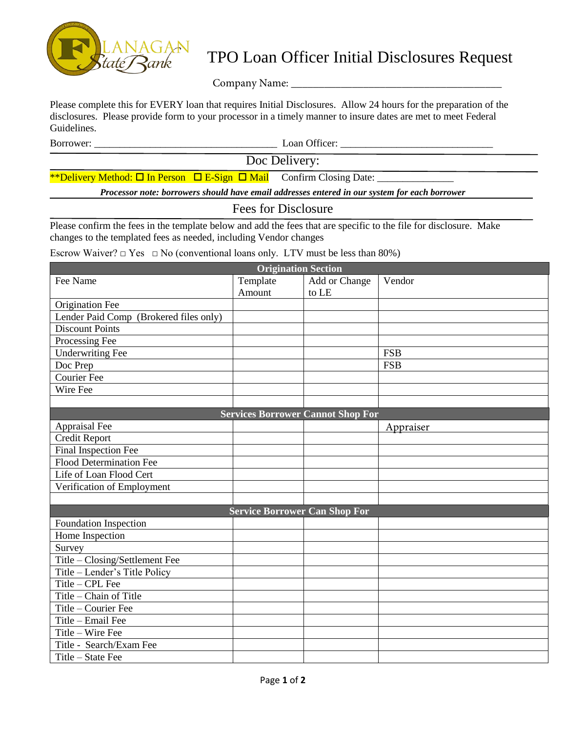# TPO Loan Officer Initial Disclosures Request

Company Name: ________________________________________

Please complete this for EVERY loan that requires Initial Disclosures. Allow 24 hours for the preparation of the disclosures. Please provide form to your processor in a timely manner to insure dates are met to meet Federal Guidelines.

Borrower: ___________________________________ Loan Officer: _____________________________

## Doc Delivery:

**Delivery Method: ☐ In Person ☐ E-Sign ☐ Mail Confirm Closing Date: ______________

***Processor note: borrowers should have email addresses entered in our system for each borrower***

## Fees for Disclosure

Please confirm the fees in the template below and add the fees that are specific to the file for disclosure. Make changes to the templated fees as needed, including Vendor changes

Escrow Waiver? □ Yes □ No (conventional loans only. LTV must be less than 80%)

| Origination Section | | | |
|---|---|---|---|
| Fee Name | Template Amount | Add or Change to LE | Vendor |
| Origination Fee | | | |
| Lender Paid Comp (Brokered files only) | | | |
| Discount Points | | | |
| Processing Fee | | | |
| Underwriting Fee | | | FSB |
| Doc Prep | | | FSB |
| Courier Fee | | | |
| Wire Fee | | | |
| | | | |
| **Services Borrower Cannot Shop For** | | | |
| Appraisal Fee | | | Appraiser |
| Credit Report | | | |
| Final Inspection Fee | | | |
| Flood Determination Fee | | | |
| Life of Loan Flood Cert | | | |
| Verification of Employment | | | |
| | | | |
| **Service Borrower Can Shop For** | | | |
| Foundation Inspection | | | |
| Home Inspection | | | |
| Survey | | | |
| Title – Closing/Settlement Fee | | | |
| Title – Lender's Title Policy | | | |
| Title – CPL Fee | | | |
| Title – Chain of Title | | | |
| Title – Courier Fee | | | |
| Title – Email Fee | | | |
| Title – Wire Fee | | | |
| Title - Search/Exam Fee | | | |
| Title – State Fee | | | |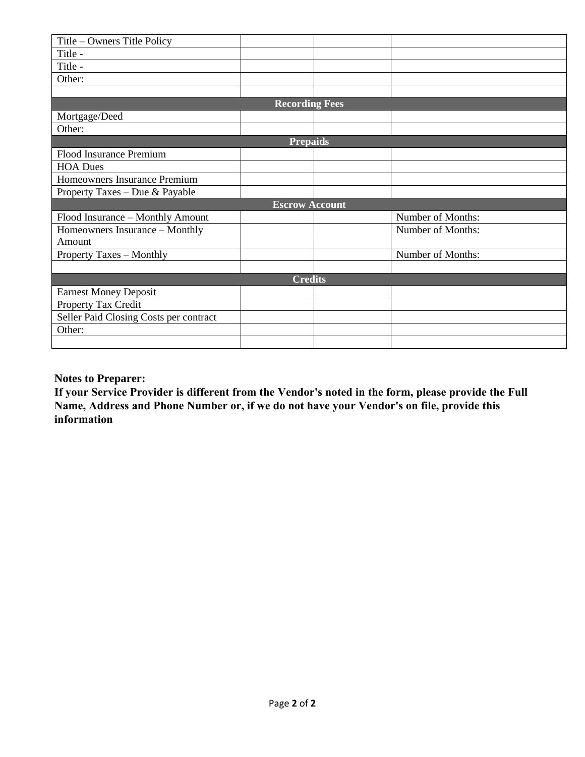| | | | |
|---|---|---|---|
| Title – Owners Title Policy | | | |
| Title - | | | |
| Title - | | | |
| Other: | | | |
| | | | |
| **Recording Fees** | | | |
| Mortgage/Deed | | | |
| Other: | | | |
| **Prepaids** | | | |
| Flood Insurance Premium | | | |
| HOA Dues | | | |
| Homeowners Insurance Premium | | | |
| Property Taxes – Due & Payable | | | |
| **Escrow Account** | | | |
| Flood Insurance – Monthly Amount | | | Number of Months: |
| Homeowners Insurance – Monthly Amount | | | Number of Months: |
| Property Taxes – Monthly | | | Number of Months: |
| | | | |
| **Credits** | | | |
| Earnest Money Deposit | | | |
| Property Tax Credit | | | |
| Seller Paid Closing Costs per contract | | | |
| Other: | | | |
| | | | |

**Notes to Preparer:**
**If your Service Provider is different from the Vendor's noted in the form, please provide the Full Name, Address and Phone Number or, if we do not have your Vendor's on file, provide this information**